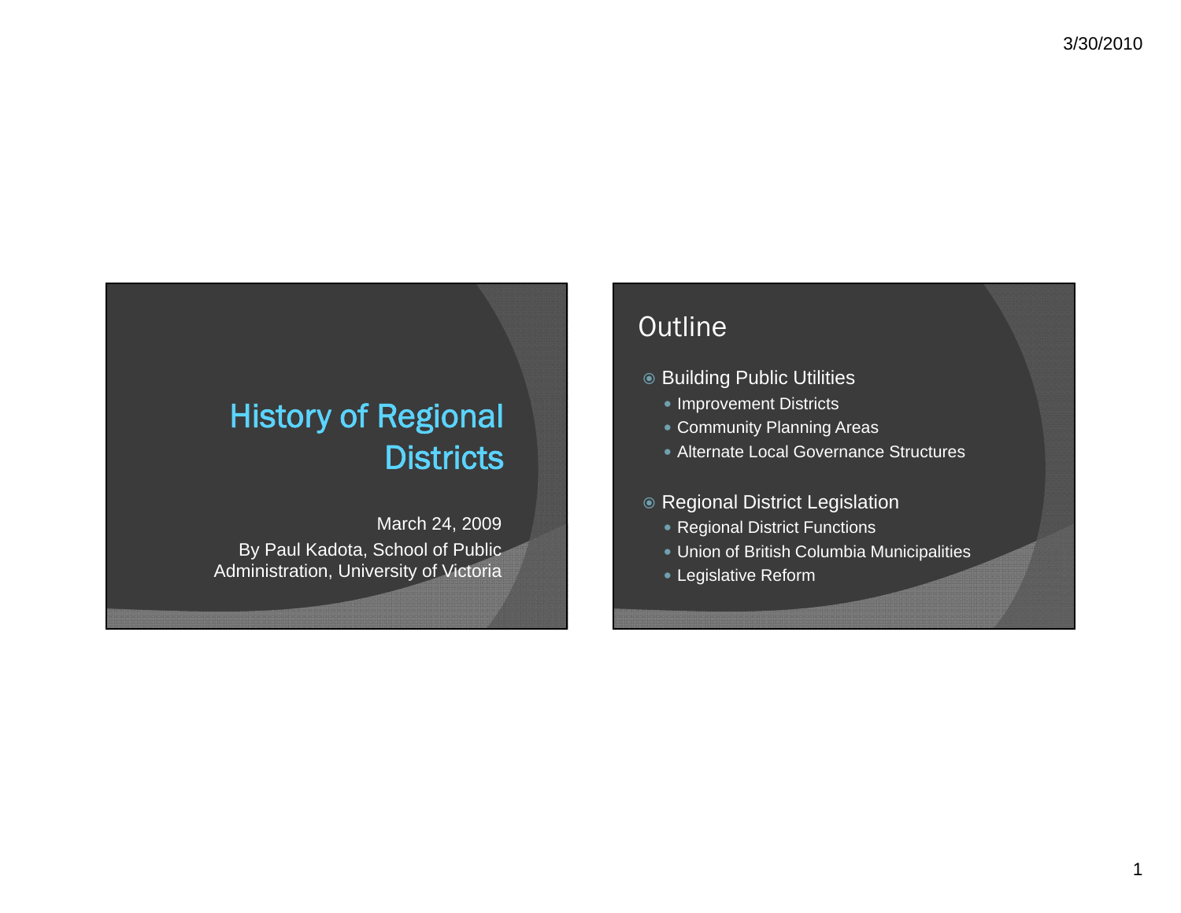# History of Regional Districts

March 24, 2009

By Paul Kadota, School of Public Administration, University of Victoria

## Outline

- Building Public Utilities
  - Improvement Districts
  - Community Planning Areas
  - Alternate Local Governance Structures
- Regional District Legislation
  - Regional District Functions
  - Union of British Columbia Municipalities
  - Legislative Reform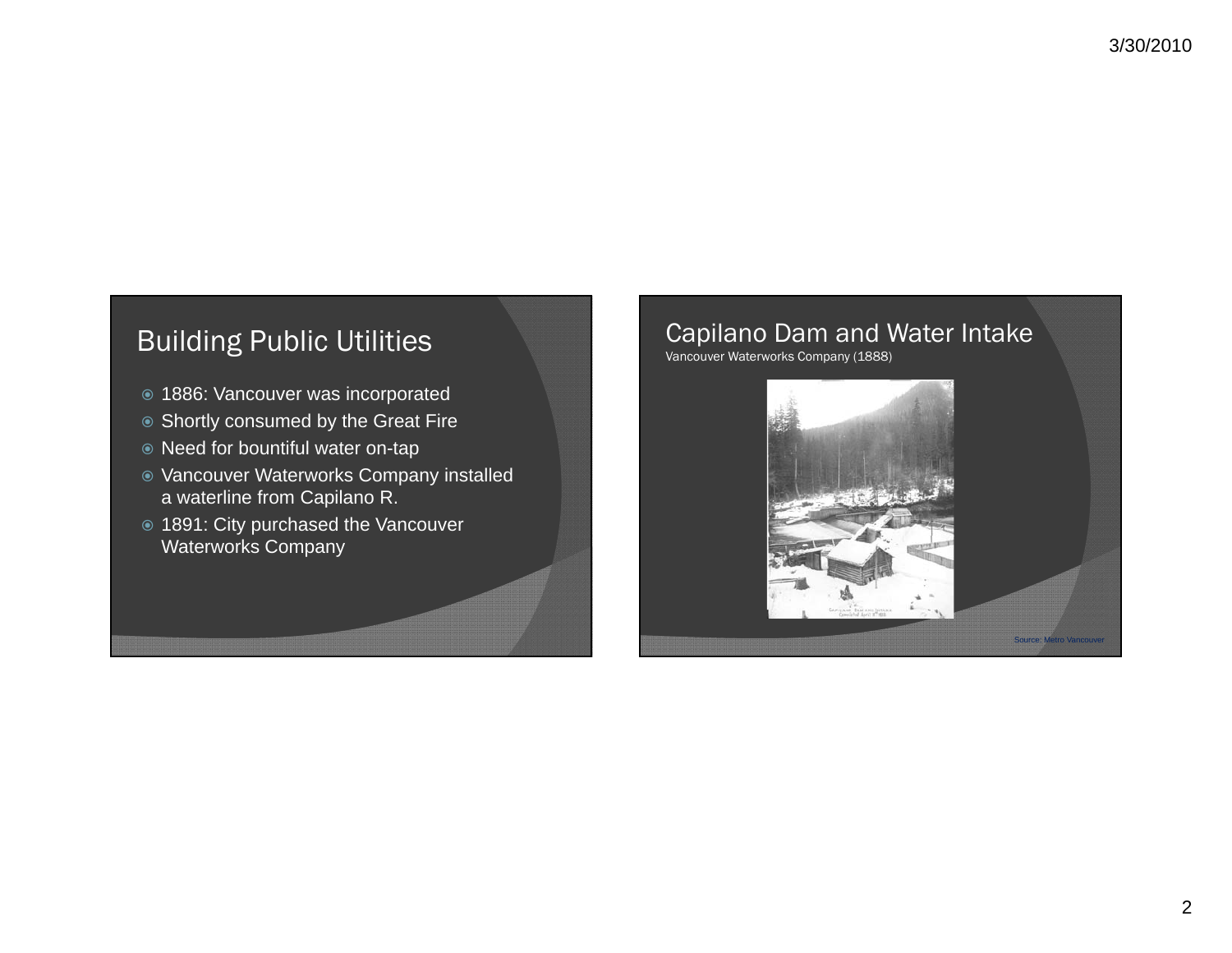## Building Public Utilities

- 1886: Vancouver was incorporated
- Shortly consumed by the Great Fire
- Need for bountiful water on-tap
- Vancouver Waterworks Company installed a waterline from Capilano R.
- 1891: City purchased the Vancouver Waterworks Company

## Capilano Dam and Water Intake

Vancouver Waterworks Company (1888)

Source: Metro Vancouver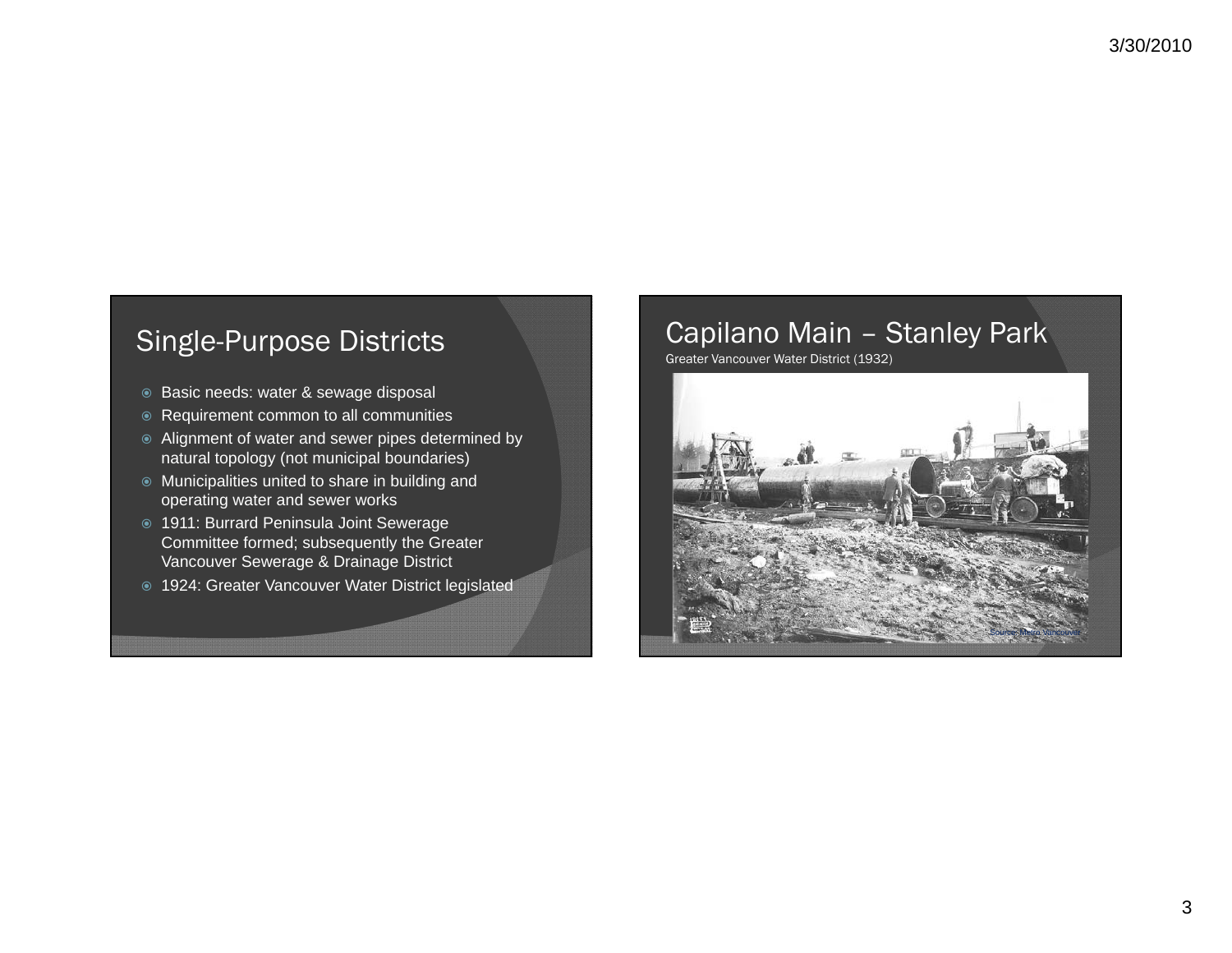## Single-Purpose Districts

- Basic needs: water & sewage disposal
- Requirement common to all communities
- Alignment of water and sewer pipes determined by natural topology (not municipal boundaries)
- Municipalities united to share in building and operating water and sewer works
- 1911: Burrard Peninsula Joint Sewerage Committee formed; subsequently the Greater Vancouver Sewerage & Drainage District
- 1924: Greater Vancouver Water District legislated

## Capilano Main – Stanley Park

Greater Vancouver Water District (1932)

Source: Metro Vancouver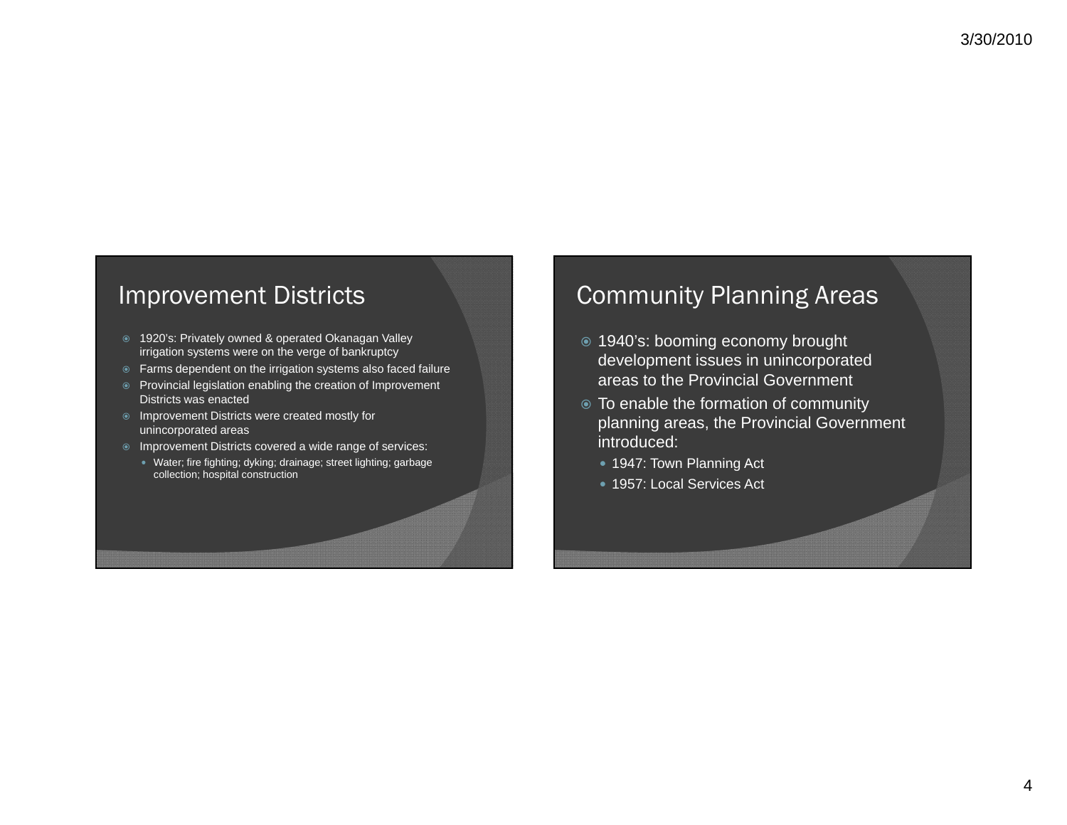## Improvement Districts

- 1920's: Privately owned & operated Okanagan Valley irrigation systems were on the verge of bankruptcy
- Farms dependent on the irrigation systems also faced failure
- Provincial legislation enabling the creation of Improvement Districts was enacted
- Improvement Districts were created mostly for unincorporated areas
- Improvement Districts covered a wide range of services:
  - Water; fire fighting; dyking; drainage; street lighting; garbage collection; hospital construction

## Community Planning Areas

- 1940's: booming economy brought development issues in unincorporated areas to the Provincial Government
- To enable the formation of community planning areas, the Provincial Government introduced:
  - 1947: Town Planning Act
  - 1957: Local Services Act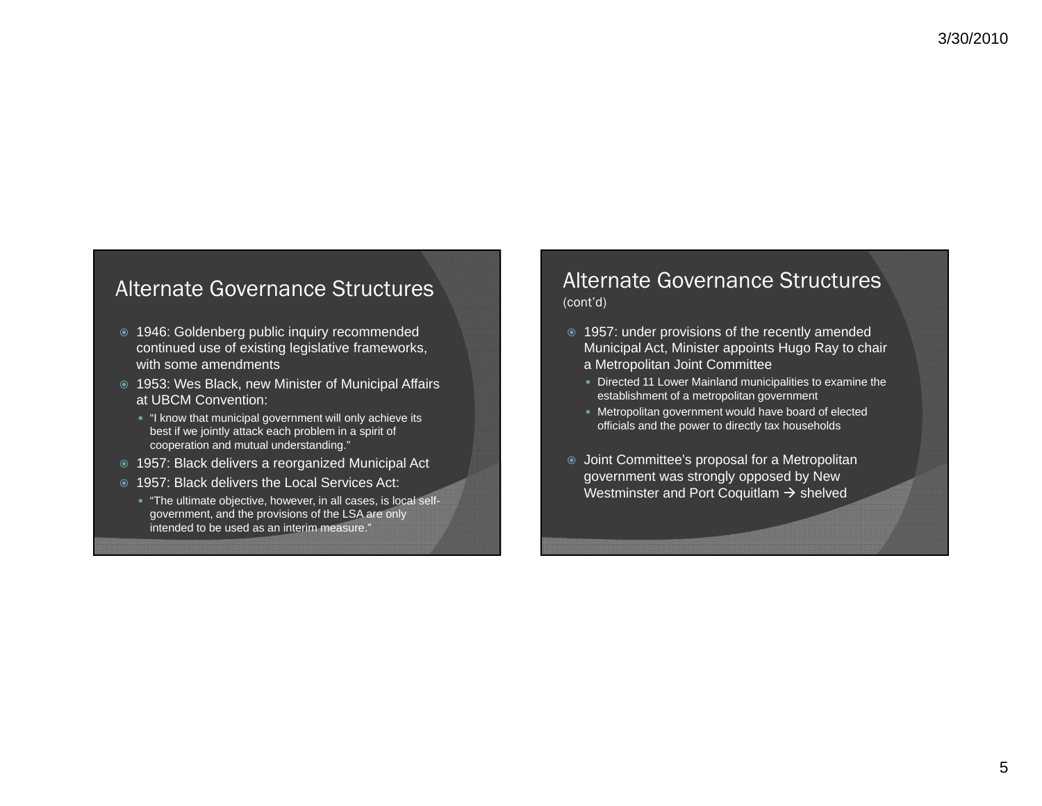## Alternate Governance Structures

- 1946: Goldenberg public inquiry recommended continued use of existing legislative frameworks, with some amendments
- 1953: Wes Black, new Minister of Municipal Affairs at UBCM Convention:
  - "I know that municipal government will only achieve its best if we jointly attack each problem in a spirit of cooperation and mutual understanding."
- 1957: Black delivers a reorganized Municipal Act
- 1957: Black delivers the Local Services Act:
  - "The ultimate objective, however, in all cases, is local self-government, and the provisions of the LSA are only intended to be used as an interim measure."

## Alternate Governance Structures (cont'd)

- 1957: under provisions of the recently amended Municipal Act, Minister appoints Hugo Ray to chair a Metropolitan Joint Committee
  - Directed 11 Lower Mainland municipalities to examine the establishment of a metropolitan government
  - Metropolitan government would have board of elected officials and the power to directly tax households
- Joint Committee's proposal for a Metropolitan government was strongly opposed by New Westminster and Port Coquitlam → shelved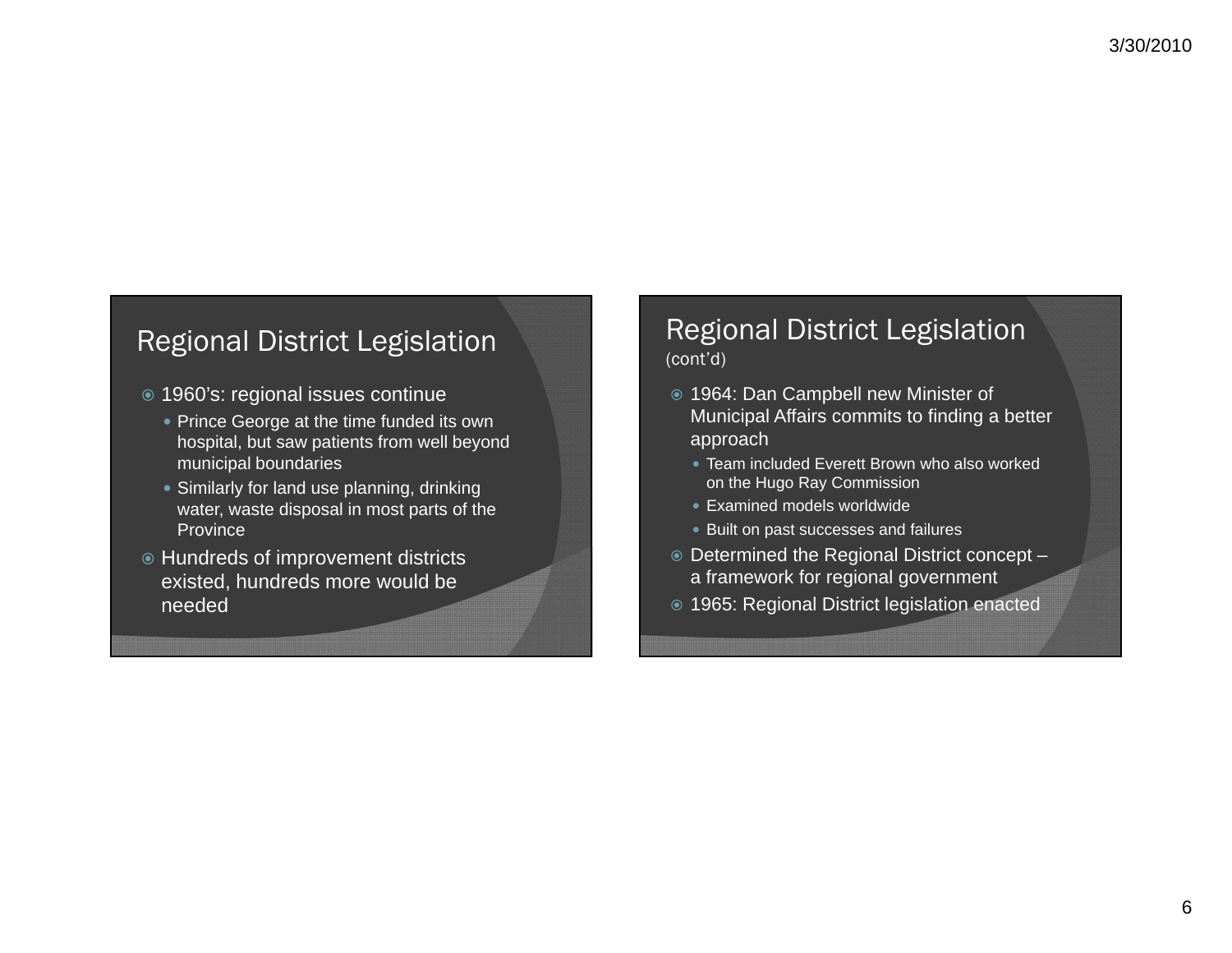## Regional District Legislation

- 1960's: regional issues continue
  - Prince George at the time funded its own hospital, but saw patients from well beyond municipal boundaries
  - Similarly for land use planning, drinking water, waste disposal in most parts of the Province
- Hundreds of improvement districts existed, hundreds more would be needed

## Regional District Legislation (cont'd)

- 1964: Dan Campbell new Minister of Municipal Affairs commits to finding a better approach
  - Team included Everett Brown who also worked on the Hugo Ray Commission
  - Examined models worldwide
  - Built on past successes and failures
- Determined the Regional District concept – a framework for regional government
- 1965: Regional District legislation enacted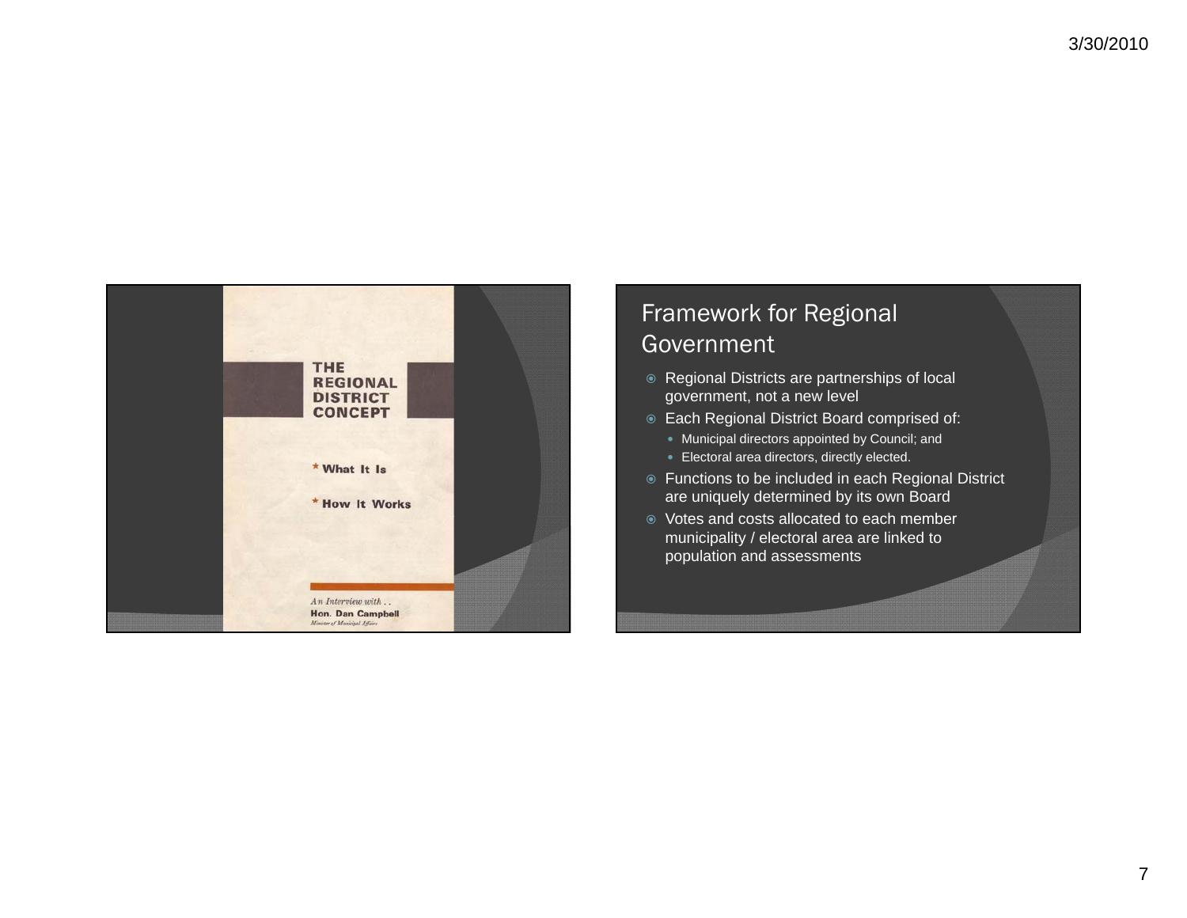THE REGIONAL DISTRICT CONCEPT

* What It Is

* How It Works

*An Interview with . .*
**Hon. Dan Campbell**
*Minister of Municipal Affairs*

## Framework for Regional Government

- Regional Districts are partnerships of local government, not a new level
- Each Regional District Board comprised of:
  - Municipal directors appointed by Council; and
  - Electoral area directors, directly elected.
- Functions to be included in each Regional District are uniquely determined by its own Board
- Votes and costs allocated to each member municipality / electoral area are linked to population and assessments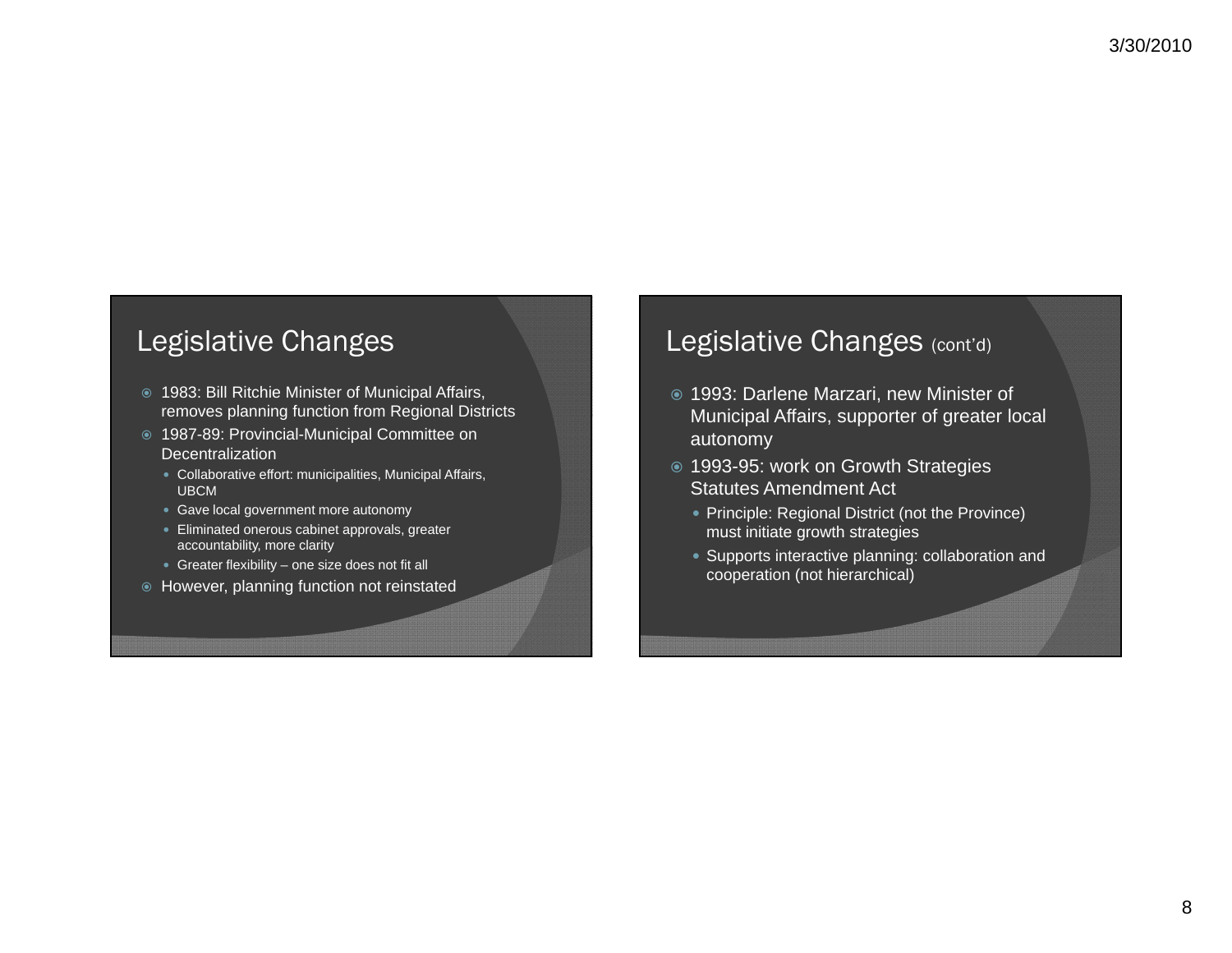## Legislative Changes

- 1983: Bill Ritchie Minister of Municipal Affairs, removes planning function from Regional Districts
- 1987-89: Provincial-Municipal Committee on Decentralization
  - Collaborative effort: municipalities, Municipal Affairs, UBCM
  - Gave local government more autonomy
  - Eliminated onerous cabinet approvals, greater accountability, more clarity
  - Greater flexibility – one size does not fit all
- However, planning function not reinstated

## Legislative Changes (cont'd)

- 1993: Darlene Marzari, new Minister of Municipal Affairs, supporter of greater local autonomy
- 1993-95: work on Growth Strategies Statutes Amendment Act
  - Principle: Regional District (not the Province) must initiate growth strategies
  - Supports interactive planning: collaboration and cooperation (not hierarchical)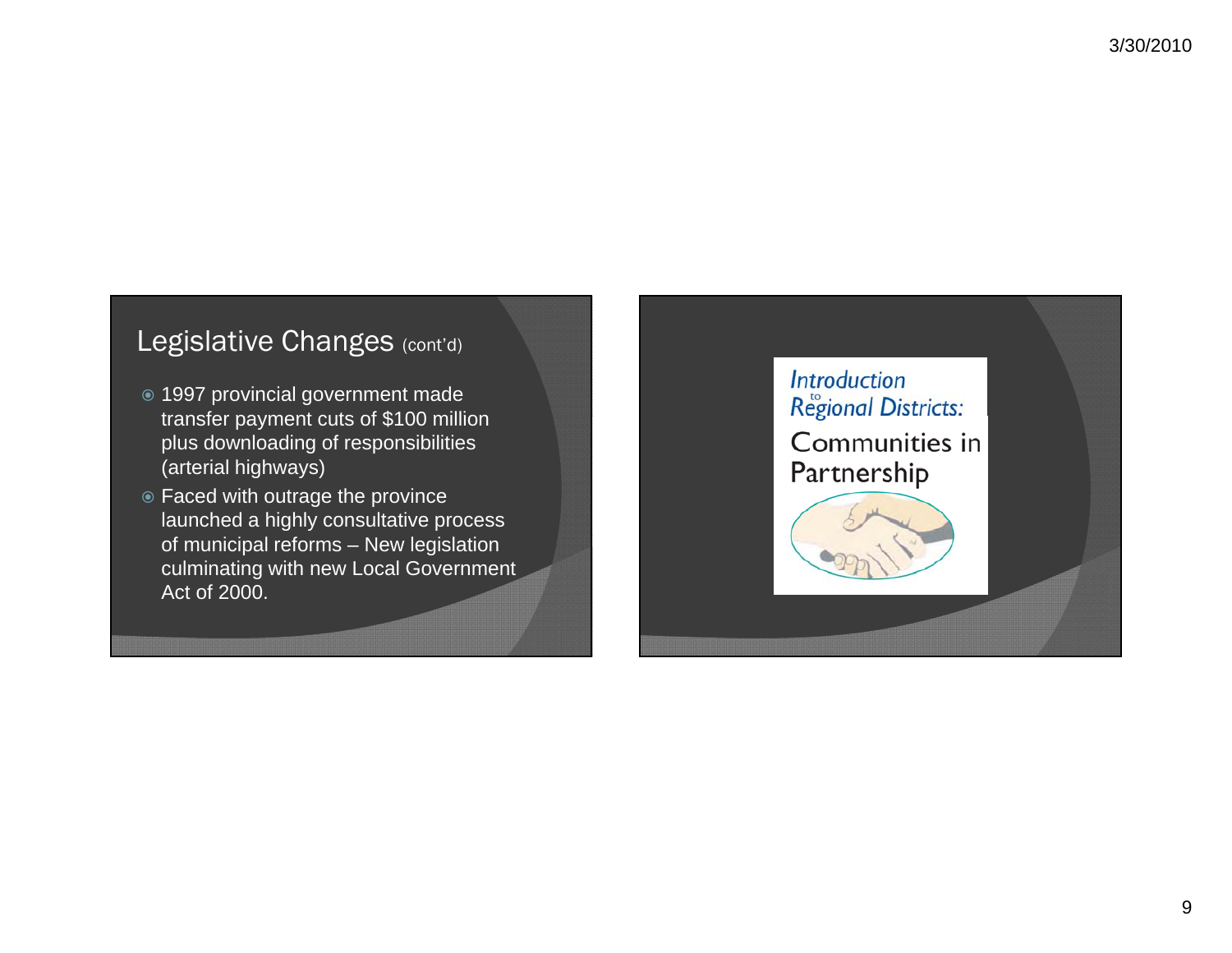## Legislative Changes (cont'd)

- 1997 provincial government made transfer payment cuts of $100 million plus downloading of responsibilities (arterial highways)
- Faced with outrage the province launched a highly consultative process of municipal reforms – New legislation culminating with new Local Government Act of 2000.

*Introduction to Regional Districts:*

Communities in Partnership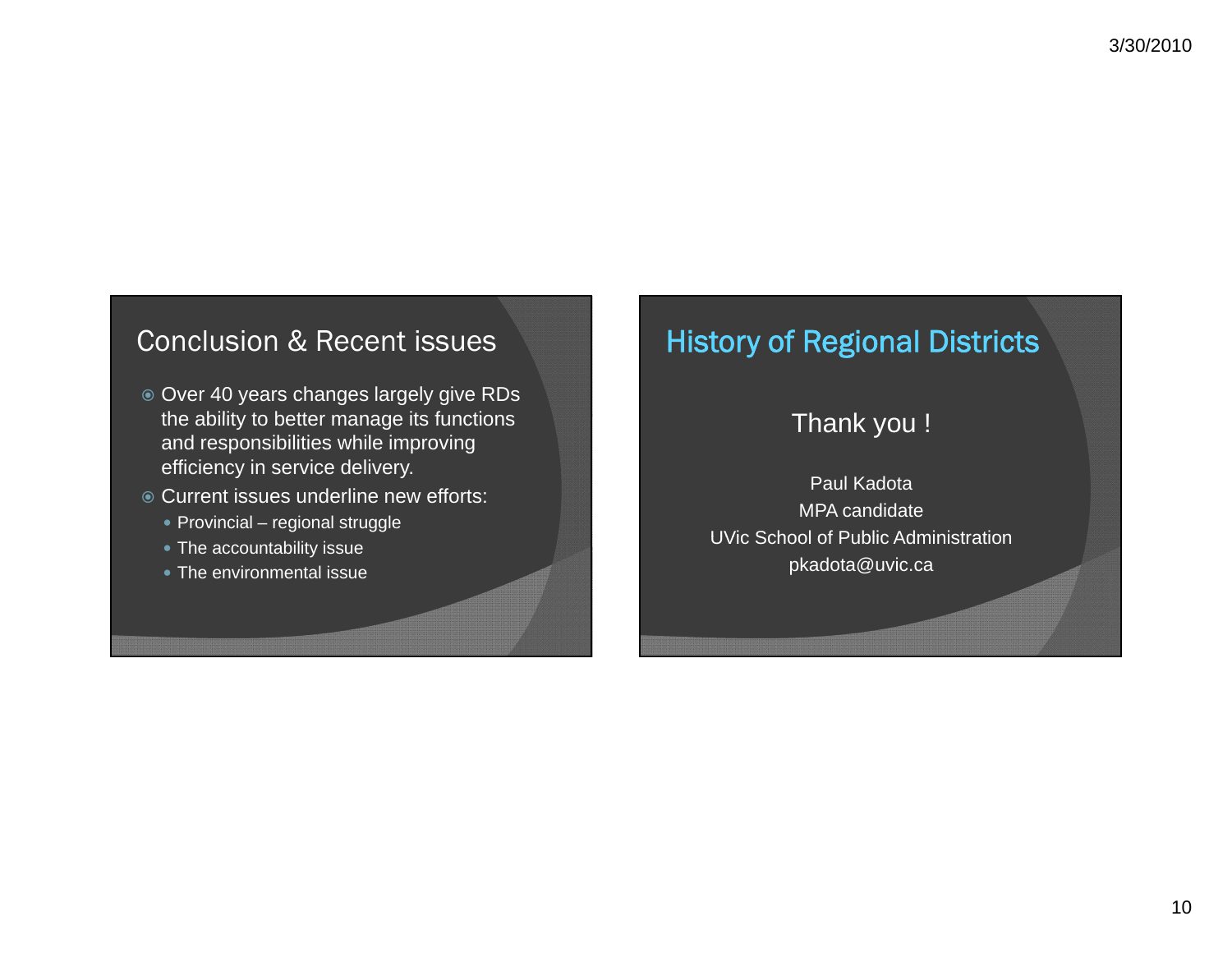## Conclusion & Recent issues

- Over 40 years changes largely give RDs the ability to better manage its functions and responsibilities while improving efficiency in service delivery.
- Current issues underline new efforts:
  - Provincial – regional struggle
  - The accountability issue
  - The environmental issue

## History of Regional Districts

Thank you !

Paul Kadota
MPA candidate
UVic School of Public Administration
pkadota@uvic.ca